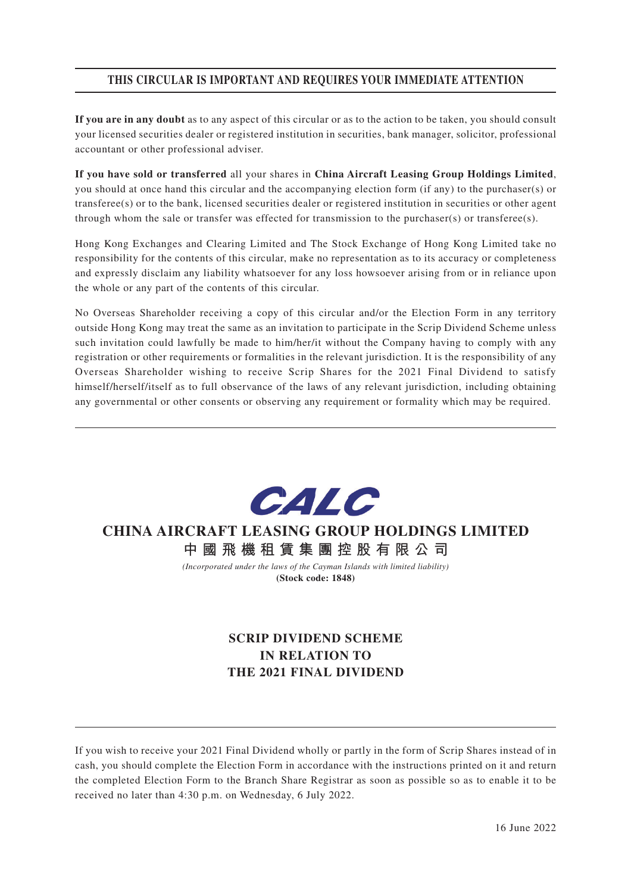**THIS CIRCULAR IS IMPORTANT AND REQUIRES YOUR IMMEDIATE ATTENTION**

**If you are in any doubt** as to any aspect of this circular or as to the action to be taken, you should consult your licensed securities dealer or registered institution in securities, bank manager, solicitor, professional accountant or other professional adviser.

**If you have sold or transferred** all your shares in **China Aircraft Leasing Group Holdings Limited**, you should at once hand this circular and the accompanying election form (if any) to the purchaser(s) or transferee(s) or to the bank, licensed securities dealer or registered institution in securities or other agent through whom the sale or transfer was effected for transmission to the purchaser(s) or transferee(s).

Hong Kong Exchanges and Clearing Limited and The Stock Exchange of Hong Kong Limited take no responsibility for the contents of this circular, make no representation as to its accuracy or completeness and expressly disclaim any liability whatsoever for any loss howsoever arising from or in reliance upon the whole or any part of the contents of this circular.

No Overseas Shareholder receiving a copy of this circular and/or the Election Form in any territory outside Hong Kong may treat the same as an invitation to participate in the Scrip Dividend Scheme unless such invitation could lawfully be made to him/her/it without the Company having to comply with any registration or other requirements or formalities in the relevant jurisdiction. It is the responsibility of any Overseas Shareholder wishing to receive Scrip Shares for the 2021 Final Dividend to satisfy himself/herself/itself as to full observance of the laws of any relevant jurisdiction, including obtaining any governmental or other consents or observing any requirement or formality which may be required.

CALC

# CHINA AIRCRAFT LEASING GROUP HOLDINGS LIMITED

# 中國飛機租賃集團控股有限公司

*(Incorporated under the laws of the Cayman Islands with limited liability)*

**(Stock code: 1848)**

## SCRIP DIVIDEND SCHEME IN RELATION TO THE 2021 FINAL DIVIDEND

If you wish to receive your 2021 Final Dividend wholly or partly in the form of Scrip Shares instead of in cash, you should complete the Election Form in accordance with the instructions printed on it and return the completed Election Form to the Branch Share Registrar as soon as possible so as to enable it to be received no later than 4:30 p.m. on Wednesday, 6 July 2022.

16 June 2022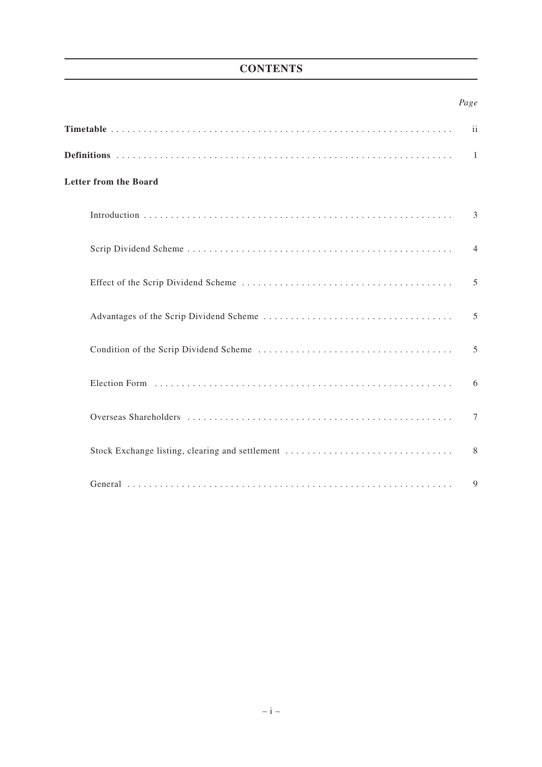# CONTENTS

| | Page |
|---|---|
| **Timetable** | ii |
| **Definitions** | 1 |
| **Letter from the Board** | |
| Introduction | 3 |
| Scrip Dividend Scheme | 4 |
| Effect of the Scrip Dividend Scheme | 5 |
| Advantages of the Scrip Dividend Scheme | 5 |
| Condition of the Scrip Dividend Scheme | 5 |
| Election Form | 6 |
| Overseas Shareholders | 7 |
| Stock Exchange listing, clearing and settlement | 8 |
| General | 9 |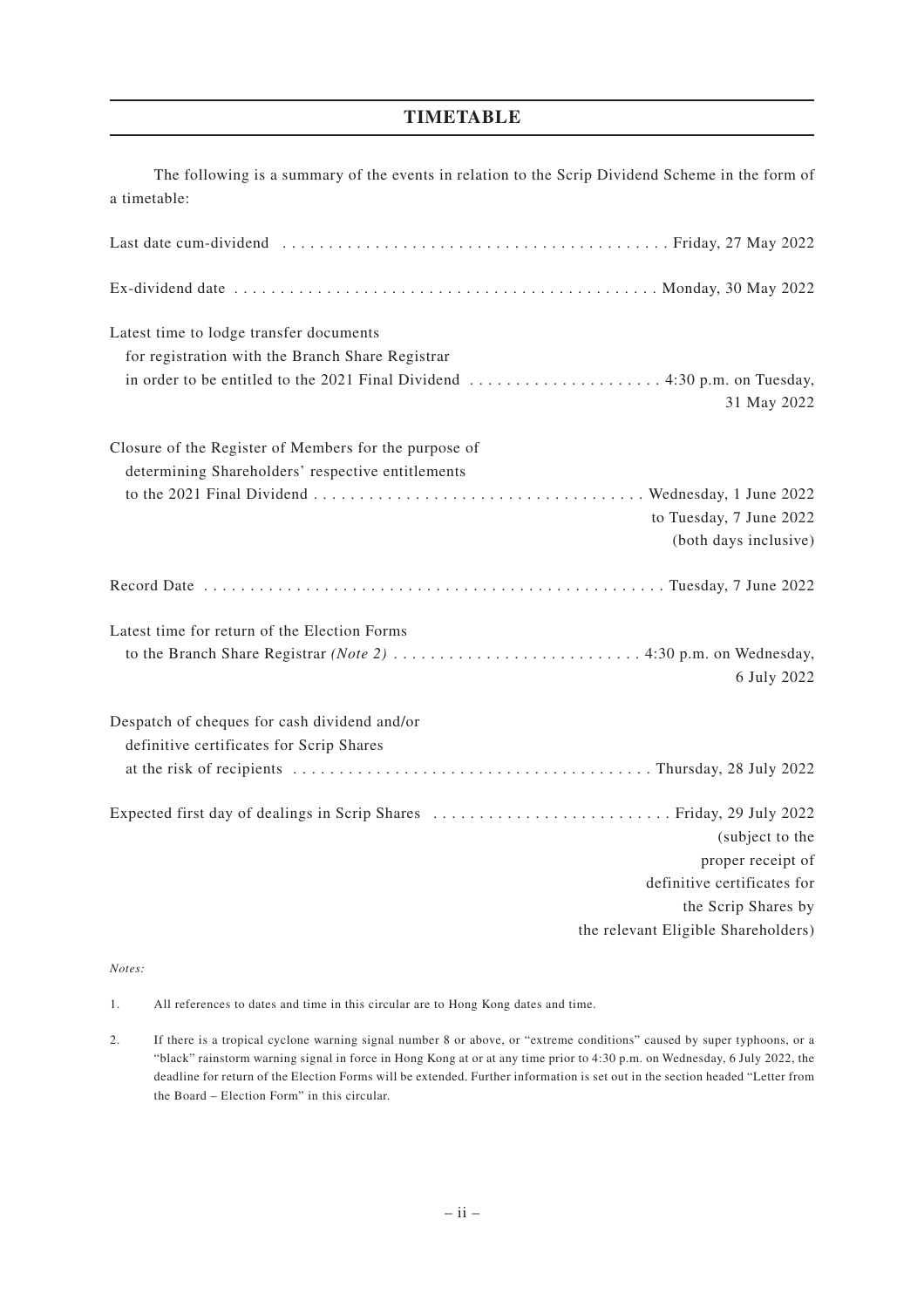## TIMETABLE

The following is a summary of the events in relation to the Scrip Dividend Scheme in the form of a timetable:

| | |
|---|---|
| Last date cum-dividend | Friday, 27 May 2022 |
| Ex-dividend date | Monday, 30 May 2022 |
| Latest time to lodge transfer documents for registration with the Branch Share Registrar in order to be entitled to the 2021 Final Dividend | 4:30 p.m. on Tuesday, 31 May 2022 |
| Closure of the Register of Members for the purpose of determining Shareholders' respective entitlements to the 2021 Final Dividend | Wednesday, 1 June 2022 to Tuesday, 7 June 2022 (both days inclusive) |
| Record Date | Tuesday, 7 June 2022 |
| Latest time for return of the Election Forms to the Branch Share Registrar *(Note 2)* | 4:30 p.m. on Wednesday, 6 July 2022 |
| Despatch of cheques for cash dividend and/or definitive certificates for Scrip Shares at the risk of recipients | Thursday, 28 July 2022 |
| Expected first day of dealings in Scrip Shares | Friday, 29 July 2022 (subject to the proper receipt of definitive certificates for the Scrip Shares by the relevant Eligible Shareholders) |

*Notes:*

1. All references to dates and time in this circular are to Hong Kong dates and time.

2. If there is a tropical cyclone warning signal number 8 or above, or "extreme conditions" caused by super typhoons, or a "black" rainstorm warning signal in force in Hong Kong at or at any time prior to 4:30 p.m. on Wednesday, 6 July 2022, the deadline for return of the Election Forms will be extended. Further information is set out in the section headed "Letter from the Board – Election Form" in this circular.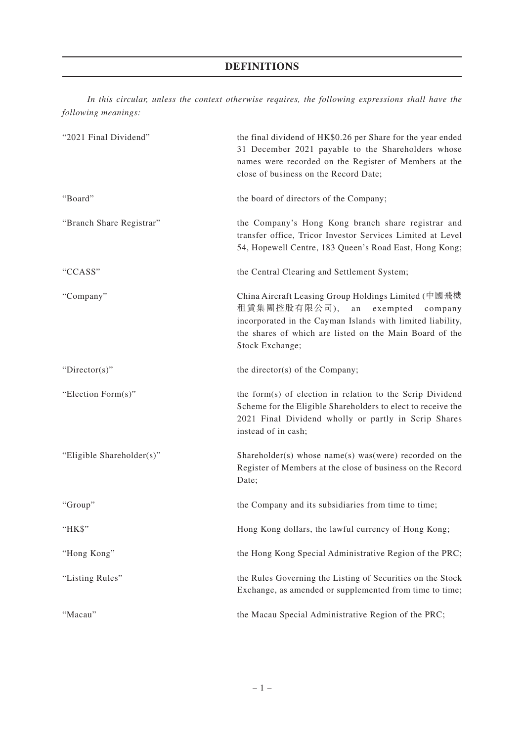# DEFINITIONS

*In this circular, unless the context otherwise requires, the following expressions shall have the following meanings:*

| | |
|---|---|
| "2021 Final Dividend" | the final dividend of HK$0.26 per Share for the year ended 31 December 2021 payable to the Shareholders whose names were recorded on the Register of Members at the close of business on the Record Date; |
| "Board" | the board of directors of the Company; |
| "Branch Share Registrar" | the Company's Hong Kong branch share registrar and transfer office, Tricor Investor Services Limited at Level 54, Hopewell Centre, 183 Queen's Road East, Hong Kong; |
| "CCASS" | the Central Clearing and Settlement System; |
| "Company" | China Aircraft Leasing Group Holdings Limited (中國飛機租賃集團控股有限公司), an exempted company incorporated in the Cayman Islands with limited liability, the shares of which are listed on the Main Board of the Stock Exchange; |
| "Director(s)" | the director(s) of the Company; |
| "Election Form(s)" | the form(s) of election in relation to the Scrip Dividend Scheme for the Eligible Shareholders to elect to receive the 2021 Final Dividend wholly or partly in Scrip Shares instead of in cash; |
| "Eligible Shareholder(s)" | Shareholder(s) whose name(s) was(were) recorded on the Register of Members at the close of business on the Record Date; |
| "Group" | the Company and its subsidiaries from time to time; |
| "HK$" | Hong Kong dollars, the lawful currency of Hong Kong; |
| "Hong Kong" | the Hong Kong Special Administrative Region of the PRC; |
| "Listing Rules" | the Rules Governing the Listing of Securities on the Stock Exchange, as amended or supplemented from time to time; |
| "Macau" | the Macau Special Administrative Region of the PRC; |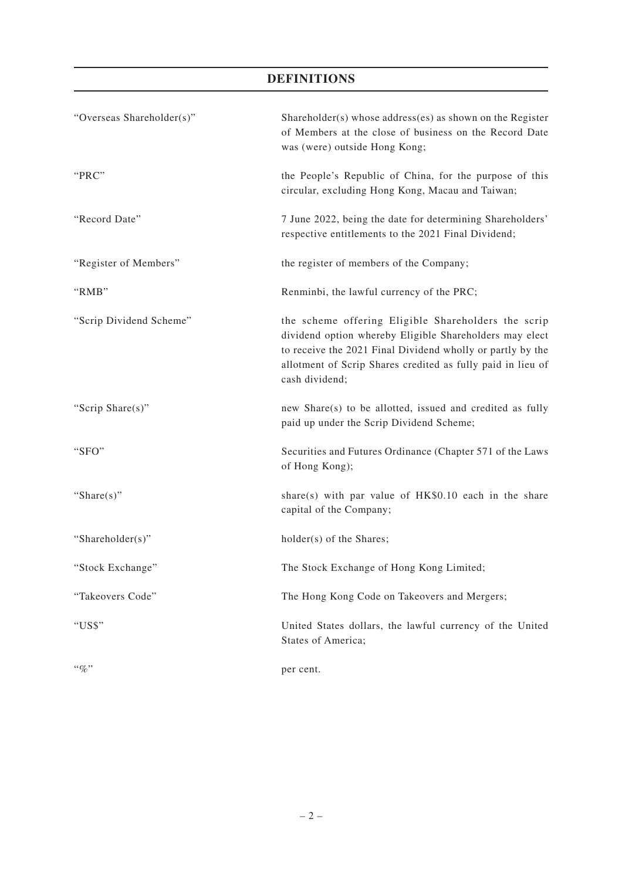# DEFINITIONS

| | |
|---|---|
| "Overseas Shareholder(s)" | Shareholder(s) whose address(es) as shown on the Register of Members at the close of business on the Record Date was (were) outside Hong Kong; |
| "PRC" | the People's Republic of China, for the purpose of this circular, excluding Hong Kong, Macau and Taiwan; |
| "Record Date" | 7 June 2022, being the date for determining Shareholders' respective entitlements to the 2021 Final Dividend; |
| "Register of Members" | the register of members of the Company; |
| "RMB" | Renminbi, the lawful currency of the PRC; |
| "Scrip Dividend Scheme" | the scheme offering Eligible Shareholders the scrip dividend option whereby Eligible Shareholders may elect to receive the 2021 Final Dividend wholly or partly by the allotment of Scrip Shares credited as fully paid in lieu of cash dividend; |
| "Scrip Share(s)" | new Share(s) to be allotted, issued and credited as fully paid up under the Scrip Dividend Scheme; |
| "SFO" | Securities and Futures Ordinance (Chapter 571 of the Laws of Hong Kong); |
| "Share(s)" | share(s) with par value of HK$0.10 each in the share capital of the Company; |
| "Shareholder(s)" | holder(s) of the Shares; |
| "Stock Exchange" | The Stock Exchange of Hong Kong Limited; |
| "Takeovers Code" | The Hong Kong Code on Takeovers and Mergers; |
| "US$" | United States dollars, the lawful currency of the United States of America; |
| "%" | per cent. |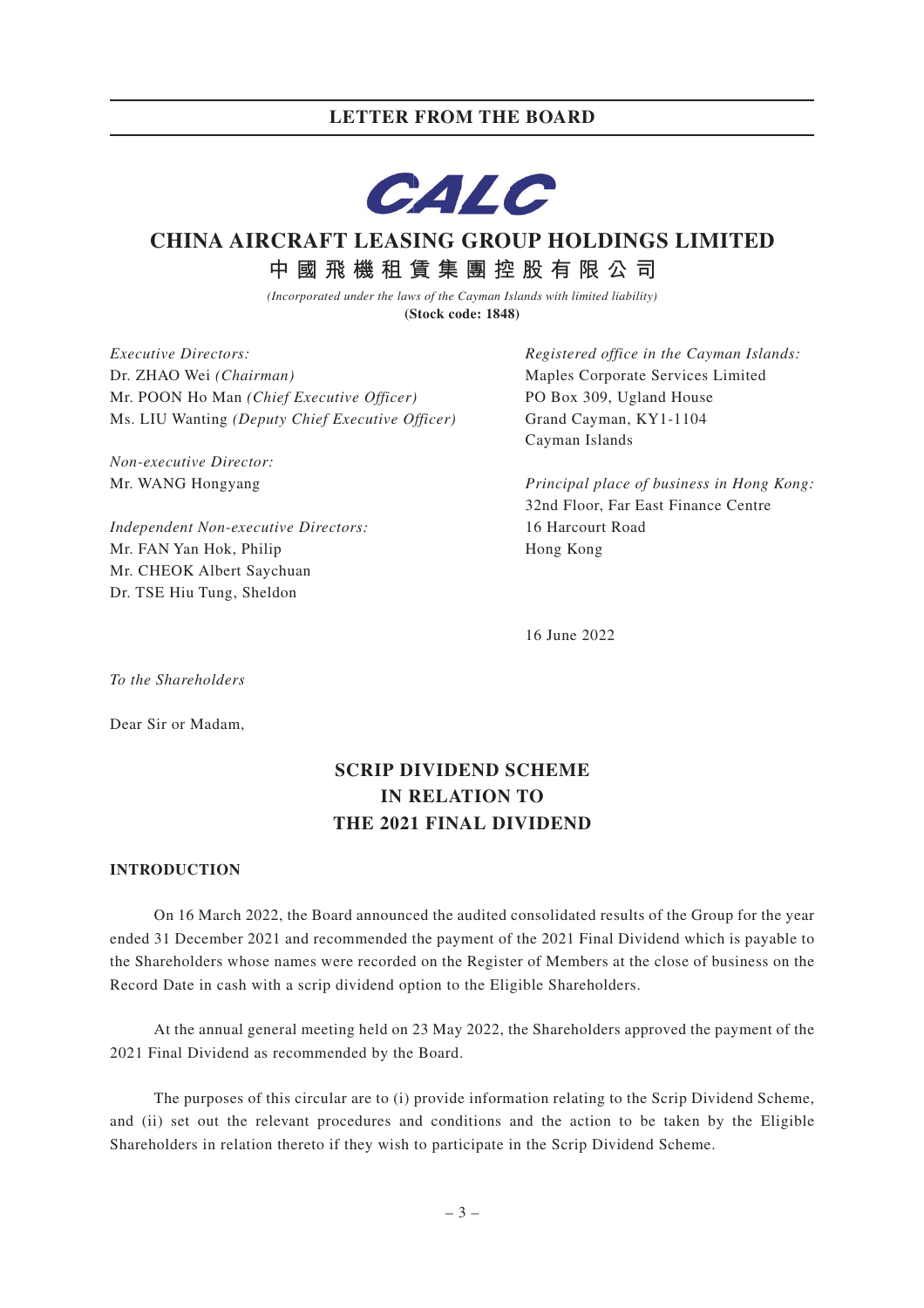## LETTER FROM THE BOARD

CALC

# CHINA AIRCRAFT LEASING GROUP HOLDINGS LIMITED

# 中國飛機租賃集團控股有限公司

*(Incorporated under the laws of the Cayman Islands with limited liability)*

**(Stock code: 1848)**

*Executive Directors:*
Dr. ZHAO Wei *(Chairman)*
Mr. POON Ho Man *(Chief Executive Officer)*
Ms. LIU Wanting *(Deputy Chief Executive Officer)*

*Non-executive Director:*
Mr. WANG Hongyang

*Independent Non-executive Directors:*
Mr. FAN Yan Hok, Philip
Mr. CHEOK Albert Saychuan
Dr. TSE Hiu Tung, Sheldon

*Registered office in the Cayman Islands:*
Maples Corporate Services Limited
PO Box 309, Ugland House
Grand Cayman, KY1-1104
Cayman Islands

*Principal place of business in Hong Kong:*
32nd Floor, Far East Finance Centre
16 Harcourt Road
Hong Kong

16 June 2022

*To the Shareholders*

Dear Sir or Madam,

## SCRIP DIVIDEND SCHEME IN RELATION TO THE 2021 FINAL DIVIDEND

### INTRODUCTION

On 16 March 2022, the Board announced the audited consolidated results of the Group for the year ended 31 December 2021 and recommended the payment of the 2021 Final Dividend which is payable to the Shareholders whose names were recorded on the Register of Members at the close of business on the Record Date in cash with a scrip dividend option to the Eligible Shareholders.

At the annual general meeting held on 23 May 2022, the Shareholders approved the payment of the 2021 Final Dividend as recommended by the Board.

The purposes of this circular are to (i) provide information relating to the Scrip Dividend Scheme, and (ii) set out the relevant procedures and conditions and the action to be taken by the Eligible Shareholders in relation thereto if they wish to participate in the Scrip Dividend Scheme.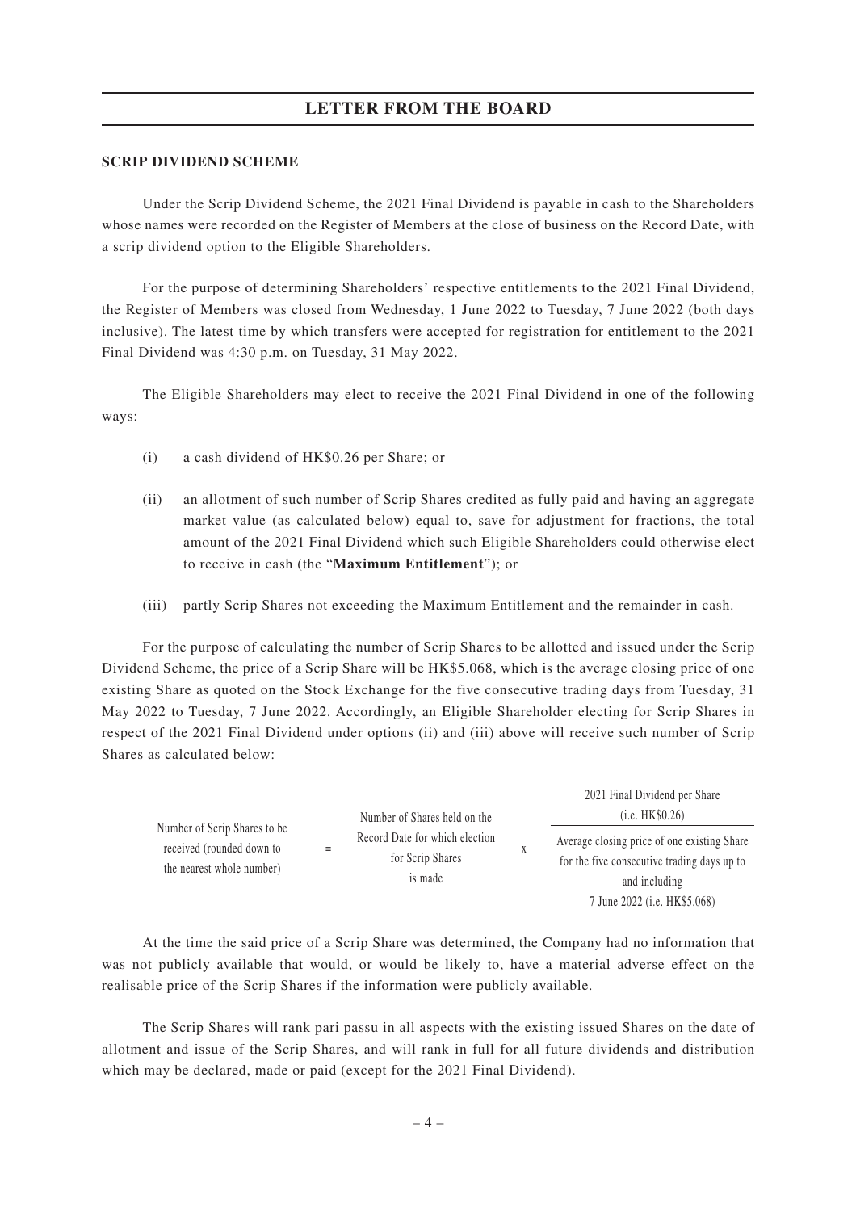## LETTER FROM THE BOARD

### SCRIP DIVIDEND SCHEME

Under the Scrip Dividend Scheme, the 2021 Final Dividend is payable in cash to the Shareholders whose names were recorded on the Register of Members at the close of business on the Record Date, with a scrip dividend option to the Eligible Shareholders.

For the purpose of determining Shareholders' respective entitlements to the 2021 Final Dividend, the Register of Members was closed from Wednesday, 1 June 2022 to Tuesday, 7 June 2022 (both days inclusive). The latest time by which transfers were accepted for registration for entitlement to the 2021 Final Dividend was 4:30 p.m. on Tuesday, 31 May 2022.

The Eligible Shareholders may elect to receive the 2021 Final Dividend in one of the following ways:

(i) a cash dividend of HK$0.26 per Share; or

(ii) an allotment of such number of Scrip Shares credited as fully paid and having an aggregate market value (as calculated below) equal to, save for adjustment for fractions, the total amount of the 2021 Final Dividend which such Eligible Shareholders could otherwise elect to receive in cash (the "**Maximum Entitlement**"); or

(iii) partly Scrip Shares not exceeding the Maximum Entitlement and the remainder in cash.

For the purpose of calculating the number of Scrip Shares to be allotted and issued under the Scrip Dividend Scheme, the price of a Scrip Share will be HK$5.068, which is the average closing price of one existing Share as quoted on the Stock Exchange for the five consecutive trading days from Tuesday, 31 May 2022 to Tuesday, 7 June 2022. Accordingly, an Eligible Shareholder electing for Scrip Shares in respect of the 2021 Final Dividend under options (ii) and (iii) above will receive such number of Scrip Shares as calculated below:

$$\text{Number of Scrip Shares to be received (rounded down to the nearest whole number)} = \text{Number of Shares held on the Record Date for which election for Scrip Shares is made} \times \frac{\text{2021 Final Dividend per Share (i.e. HK\$0.26)}}{\text{Average closing price of one existing Share for the five consecutive trading days up to and including 7 June 2022 (i.e. HK\$5.068)}}$$

At the time the said price of a Scrip Share was determined, the Company had no information that was not publicly available that would, or would be likely to, have a material adverse effect on the realisable price of the Scrip Shares if the information were publicly available.

The Scrip Shares will rank pari passu in all aspects with the existing issued Shares on the date of allotment and issue of the Scrip Shares, and will rank in full for all future dividends and distribution which may be declared, made or paid (except for the 2021 Final Dividend).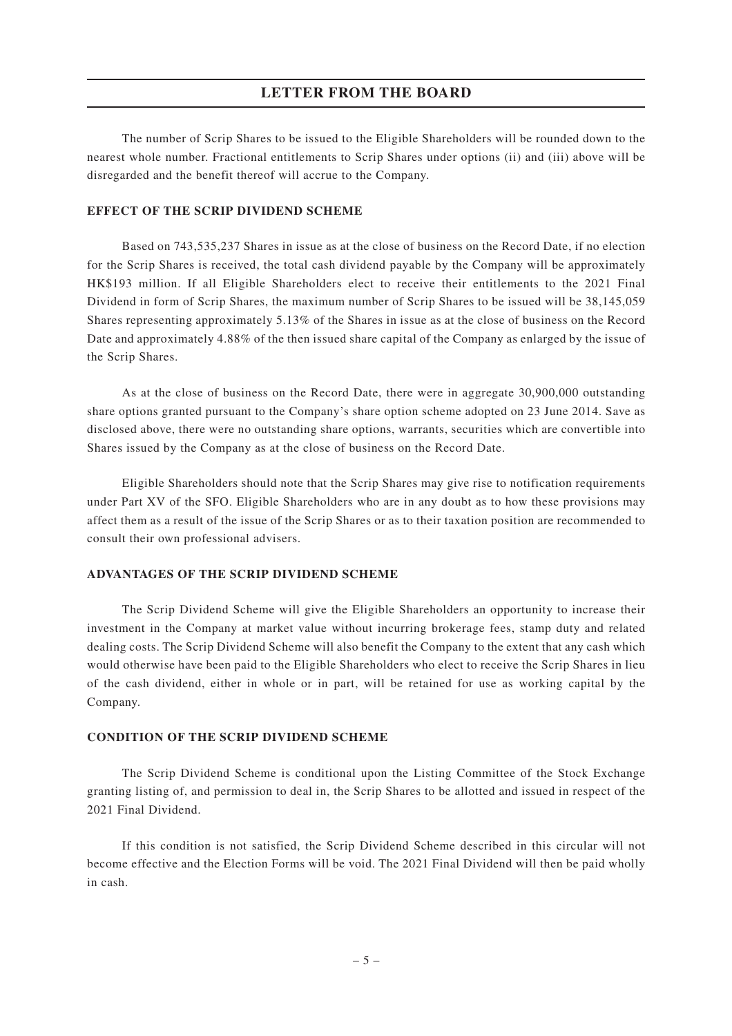The number of Scrip Shares to be issued to the Eligible Shareholders will be rounded down to the nearest whole number. Fractional entitlements to Scrip Shares under options (ii) and (iii) above will be disregarded and the benefit thereof will accrue to the Company.

**EFFECT OF THE SCRIP DIVIDEND SCHEME**

Based on 743,535,237 Shares in issue as at the close of business on the Record Date, if no election for the Scrip Shares is received, the total cash dividend payable by the Company will be approximately HK$193 million. If all Eligible Shareholders elect to receive their entitlements to the 2021 Final Dividend in form of Scrip Shares, the maximum number of Scrip Shares to be issued will be 38,145,059 Shares representing approximately 5.13% of the Shares in issue as at the close of business on the Record Date and approximately 4.88% of the then issued share capital of the Company as enlarged by the issue of the Scrip Shares.

As at the close of business on the Record Date, there were in aggregate 30,900,000 outstanding share options granted pursuant to the Company's share option scheme adopted on 23 June 2014. Save as disclosed above, there were no outstanding share options, warrants, securities which are convertible into Shares issued by the Company as at the close of business on the Record Date.

Eligible Shareholders should note that the Scrip Shares may give rise to notification requirements under Part XV of the SFO. Eligible Shareholders who are in any doubt as to how these provisions may affect them as a result of the issue of the Scrip Shares or as to their taxation position are recommended to consult their own professional advisers.

**ADVANTAGES OF THE SCRIP DIVIDEND SCHEME**

The Scrip Dividend Scheme will give the Eligible Shareholders an opportunity to increase their investment in the Company at market value without incurring brokerage fees, stamp duty and related dealing costs. The Scrip Dividend Scheme will also benefit the Company to the extent that any cash which would otherwise have been paid to the Eligible Shareholders who elect to receive the Scrip Shares in lieu of the cash dividend, either in whole or in part, will be retained for use as working capital by the Company.

**CONDITION OF THE SCRIP DIVIDEND SCHEME**

The Scrip Dividend Scheme is conditional upon the Listing Committee of the Stock Exchange granting listing of, and permission to deal in, the Scrip Shares to be allotted and issued in respect of the 2021 Final Dividend.

If this condition is not satisfied, the Scrip Dividend Scheme described in this circular will not become effective and the Election Forms will be void. The 2021 Final Dividend will then be paid wholly in cash.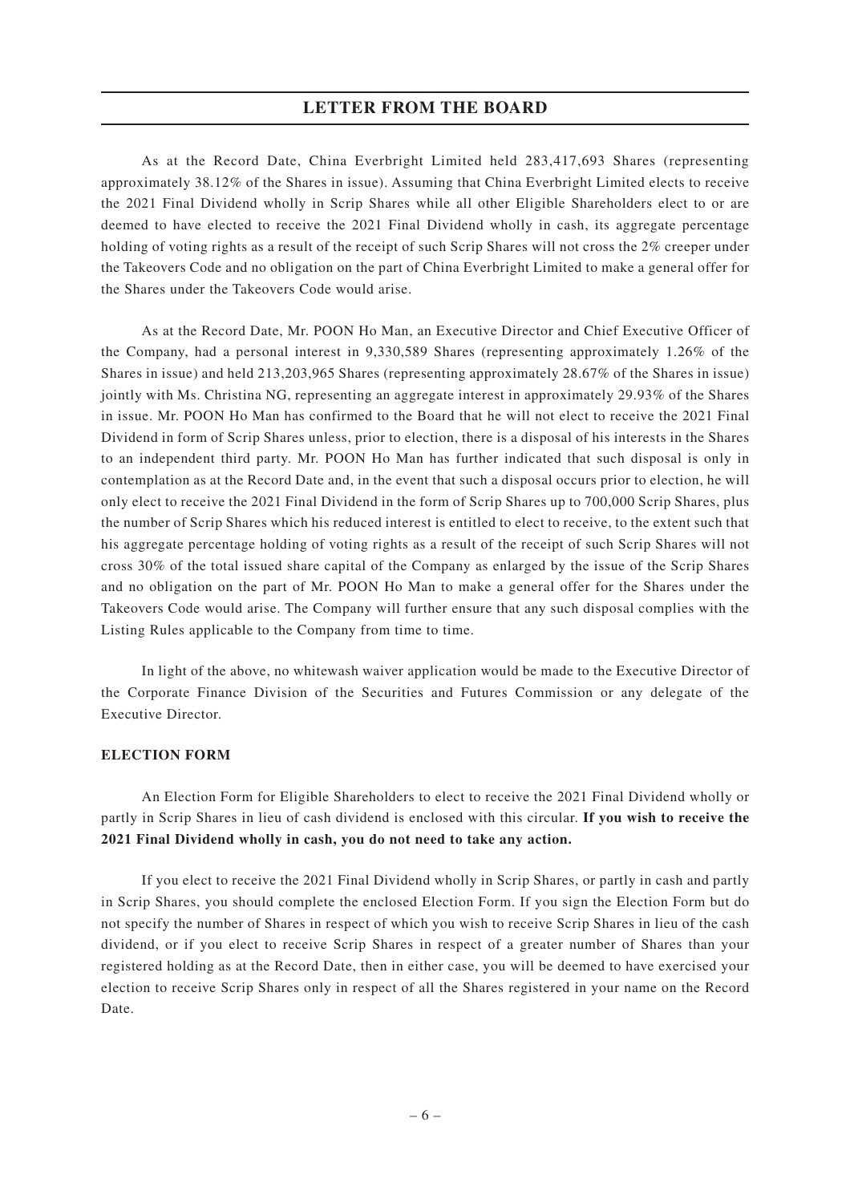As at the Record Date, China Everbright Limited held 283,417,693 Shares (representing approximately 38.12% of the Shares in issue). Assuming that China Everbright Limited elects to receive the 2021 Final Dividend wholly in Scrip Shares while all other Eligible Shareholders elect to or are deemed to have elected to receive the 2021 Final Dividend wholly in cash, its aggregate percentage holding of voting rights as a result of the receipt of such Scrip Shares will not cross the 2% creeper under the Takeovers Code and no obligation on the part of China Everbright Limited to make a general offer for the Shares under the Takeovers Code would arise.

As at the Record Date, Mr. POON Ho Man, an Executive Director and Chief Executive Officer of the Company, had a personal interest in 9,330,589 Shares (representing approximately 1.26% of the Shares in issue) and held 213,203,965 Shares (representing approximately 28.67% of the Shares in issue) jointly with Ms. Christina NG, representing an aggregate interest in approximately 29.93% of the Shares in issue. Mr. POON Ho Man has confirmed to the Board that he will not elect to receive the 2021 Final Dividend in form of Scrip Shares unless, prior to election, there is a disposal of his interests in the Shares to an independent third party. Mr. POON Ho Man has further indicated that such disposal is only in contemplation as at the Record Date and, in the event that such a disposal occurs prior to election, he will only elect to receive the 2021 Final Dividend in the form of Scrip Shares up to 700,000 Scrip Shares, plus the number of Scrip Shares which his reduced interest is entitled to elect to receive, to the extent such that his aggregate percentage holding of voting rights as a result of the receipt of such Scrip Shares will not cross 30% of the total issued share capital of the Company as enlarged by the issue of the Scrip Shares and no obligation on the part of Mr. POON Ho Man to make a general offer for the Shares under the Takeovers Code would arise. The Company will further ensure that any such disposal complies with the Listing Rules applicable to the Company from time to time.

In light of the above, no whitewash waiver application would be made to the Executive Director of the Corporate Finance Division of the Securities and Futures Commission or any delegate of the Executive Director.

**ELECTION FORM**

An Election Form for Eligible Shareholders to elect to receive the 2021 Final Dividend wholly or partly in Scrip Shares in lieu of cash dividend is enclosed with this circular. **If you wish to receive the 2021 Final Dividend wholly in cash, you do not need to take any action.**

If you elect to receive the 2021 Final Dividend wholly in Scrip Shares, or partly in cash and partly in Scrip Shares, you should complete the enclosed Election Form. If you sign the Election Form but do not specify the number of Shares in respect of which you wish to receive Scrip Shares in lieu of the cash dividend, or if you elect to receive Scrip Shares in respect of a greater number of Shares than your registered holding as at the Record Date, then in either case, you will be deemed to have exercised your election to receive Scrip Shares only in respect of all the Shares registered in your name on the Record Date.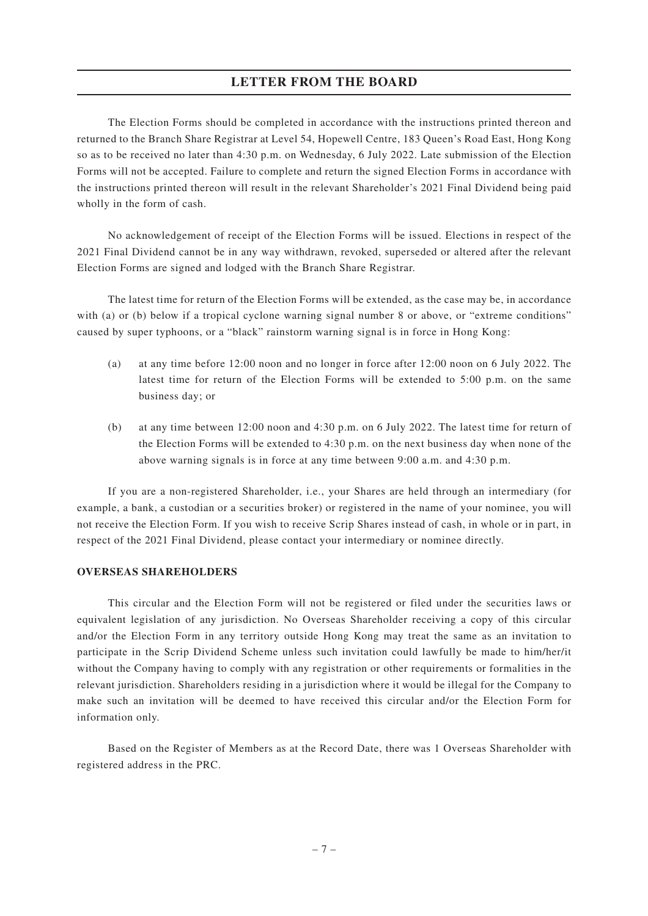The Election Forms should be completed in accordance with the instructions printed thereon and returned to the Branch Share Registrar at Level 54, Hopewell Centre, 183 Queen's Road East, Hong Kong so as to be received no later than 4:30 p.m. on Wednesday, 6 July 2022. Late submission of the Election Forms will not be accepted. Failure to complete and return the signed Election Forms in accordance with the instructions printed thereon will result in the relevant Shareholder's 2021 Final Dividend being paid wholly in the form of cash.

No acknowledgement of receipt of the Election Forms will be issued. Elections in respect of the 2021 Final Dividend cannot be in any way withdrawn, revoked, superseded or altered after the relevant Election Forms are signed and lodged with the Branch Share Registrar.

The latest time for return of the Election Forms will be extended, as the case may be, in accordance with (a) or (b) below if a tropical cyclone warning signal number 8 or above, or "extreme conditions" caused by super typhoons, or a "black" rainstorm warning signal is in force in Hong Kong:

(a) at any time before 12:00 noon and no longer in force after 12:00 noon on 6 July 2022. The latest time for return of the Election Forms will be extended to 5:00 p.m. on the same business day; or

(b) at any time between 12:00 noon and 4:30 p.m. on 6 July 2022. The latest time for return of the Election Forms will be extended to 4:30 p.m. on the next business day when none of the above warning signals is in force at any time between 9:00 a.m. and 4:30 p.m.

If you are a non-registered Shareholder, i.e., your Shares are held through an intermediary (for example, a bank, a custodian or a securities broker) or registered in the name of your nominee, you will not receive the Election Form. If you wish to receive Scrip Shares instead of cash, in whole or in part, in respect of the 2021 Final Dividend, please contact your intermediary or nominee directly.

**OVERSEAS SHAREHOLDERS**

This circular and the Election Form will not be registered or filed under the securities laws or equivalent legislation of any jurisdiction. No Overseas Shareholder receiving a copy of this circular and/or the Election Form in any territory outside Hong Kong may treat the same as an invitation to participate in the Scrip Dividend Scheme unless such invitation could lawfully be made to him/her/it without the Company having to comply with any registration or other requirements or formalities in the relevant jurisdiction. Shareholders residing in a jurisdiction where it would be illegal for the Company to make such an invitation will be deemed to have received this circular and/or the Election Form for information only.

Based on the Register of Members as at the Record Date, there was 1 Overseas Shareholder with registered address in the PRC.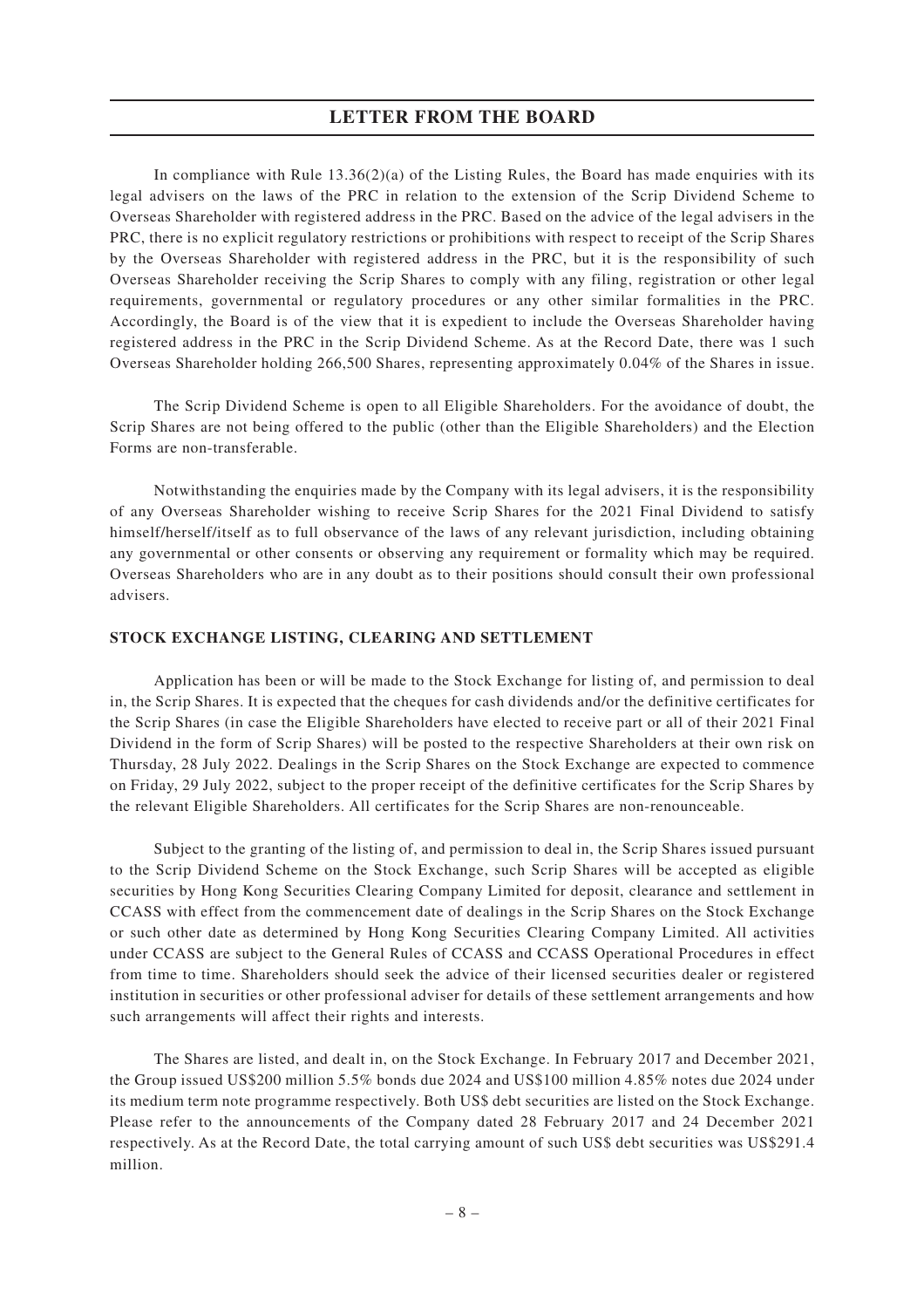In compliance with Rule 13.36(2)(a) of the Listing Rules, the Board has made enquiries with its legal advisers on the laws of the PRC in relation to the extension of the Scrip Dividend Scheme to Overseas Shareholder with registered address in the PRC. Based on the advice of the legal advisers in the PRC, there is no explicit regulatory restrictions or prohibitions with respect to receipt of the Scrip Shares by the Overseas Shareholder with registered address in the PRC, but it is the responsibility of such Overseas Shareholder receiving the Scrip Shares to comply with any filing, registration or other legal requirements, governmental or regulatory procedures or any other similar formalities in the PRC. Accordingly, the Board is of the view that it is expedient to include the Overseas Shareholder having registered address in the PRC in the Scrip Dividend Scheme. As at the Record Date, there was 1 such Overseas Shareholder holding 266,500 Shares, representing approximately 0.04% of the Shares in issue.

The Scrip Dividend Scheme is open to all Eligible Shareholders. For the avoidance of doubt, the Scrip Shares are not being offered to the public (other than the Eligible Shareholders) and the Election Forms are non-transferable.

Notwithstanding the enquiries made by the Company with its legal advisers, it is the responsibility of any Overseas Shareholder wishing to receive Scrip Shares for the 2021 Final Dividend to satisfy himself/herself/itself as to full observance of the laws of any relevant jurisdiction, including obtaining any governmental or other consents or observing any requirement or formality which may be required. Overseas Shareholders who are in any doubt as to their positions should consult their own professional advisers.

## STOCK EXCHANGE LISTING, CLEARING AND SETTLEMENT

Application has been or will be made to the Stock Exchange for listing of, and permission to deal in, the Scrip Shares. It is expected that the cheques for cash dividends and/or the definitive certificates for the Scrip Shares (in case the Eligible Shareholders have elected to receive part or all of their 2021 Final Dividend in the form of Scrip Shares) will be posted to the respective Shareholders at their own risk on Thursday, 28 July 2022. Dealings in the Scrip Shares on the Stock Exchange are expected to commence on Friday, 29 July 2022, subject to the proper receipt of the definitive certificates for the Scrip Shares by the relevant Eligible Shareholders. All certificates for the Scrip Shares are non-renounceable.

Subject to the granting of the listing of, and permission to deal in, the Scrip Shares issued pursuant to the Scrip Dividend Scheme on the Stock Exchange, such Scrip Shares will be accepted as eligible securities by Hong Kong Securities Clearing Company Limited for deposit, clearance and settlement in CCASS with effect from the commencement date of dealings in the Scrip Shares on the Stock Exchange or such other date as determined by Hong Kong Securities Clearing Company Limited. All activities under CCASS are subject to the General Rules of CCASS and CCASS Operational Procedures in effect from time to time. Shareholders should seek the advice of their licensed securities dealer or registered institution in securities or other professional adviser for details of these settlement arrangements and how such arrangements will affect their rights and interests.

The Shares are listed, and dealt in, on the Stock Exchange. In February 2017 and December 2021, the Group issued US$200 million 5.5% bonds due 2024 and US$100 million 4.85% notes due 2024 under its medium term note programme respectively. Both US$ debt securities are listed on the Stock Exchange. Please refer to the announcements of the Company dated 28 February 2017 and 24 December 2021 respectively. As at the Record Date, the total carrying amount of such US$ debt securities was US$291.4 million.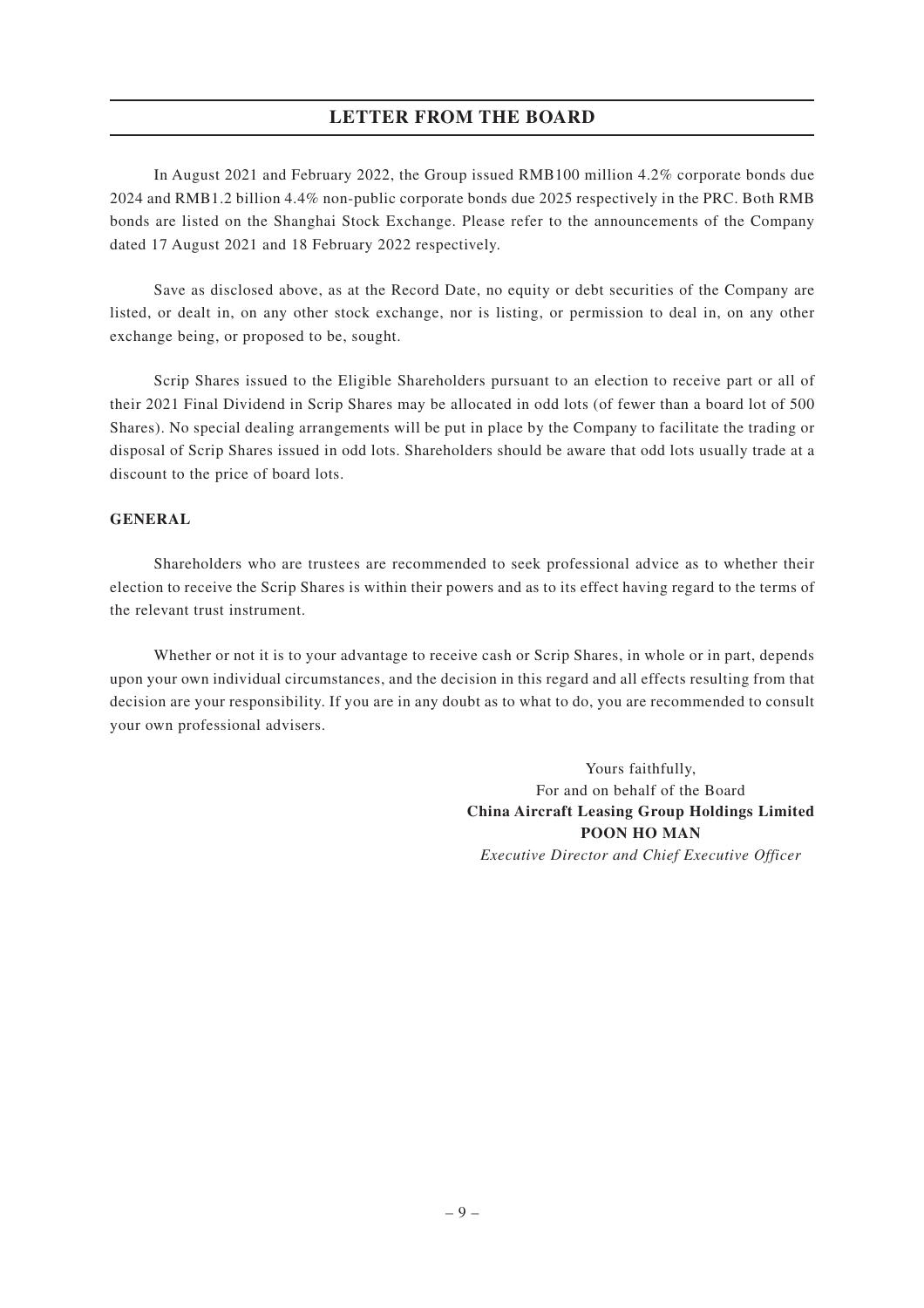In August 2021 and February 2022, the Group issued RMB100 million 4.2% corporate bonds due 2024 and RMB1.2 billion 4.4% non-public corporate bonds due 2025 respectively in the PRC. Both RMB bonds are listed on the Shanghai Stock Exchange. Please refer to the announcements of the Company dated 17 August 2021 and 18 February 2022 respectively.

Save as disclosed above, as at the Record Date, no equity or debt securities of the Company are listed, or dealt in, on any other stock exchange, nor is listing, or permission to deal in, on any other exchange being, or proposed to be, sought.

Scrip Shares issued to the Eligible Shareholders pursuant to an election to receive part or all of their 2021 Final Dividend in Scrip Shares may be allocated in odd lots (of fewer than a board lot of 500 Shares). No special dealing arrangements will be put in place by the Company to facilitate the trading or disposal of Scrip Shares issued in odd lots. Shareholders should be aware that odd lots usually trade at a discount to the price of board lots.

**GENERAL**

Shareholders who are trustees are recommended to seek professional advice as to whether their election to receive the Scrip Shares is within their powers and as to its effect having regard to the terms of the relevant trust instrument.

Whether or not it is to your advantage to receive cash or Scrip Shares, in whole or in part, depends upon your own individual circumstances, and the decision in this regard and all effects resulting from that decision are your responsibility. If you are in any doubt as to what to do, you are recommended to consult your own professional advisers.

Yours faithfully,
For and on behalf of the Board
**China Aircraft Leasing Group Holdings Limited**
**POON HO MAN**
*Executive Director and Chief Executive Officer*